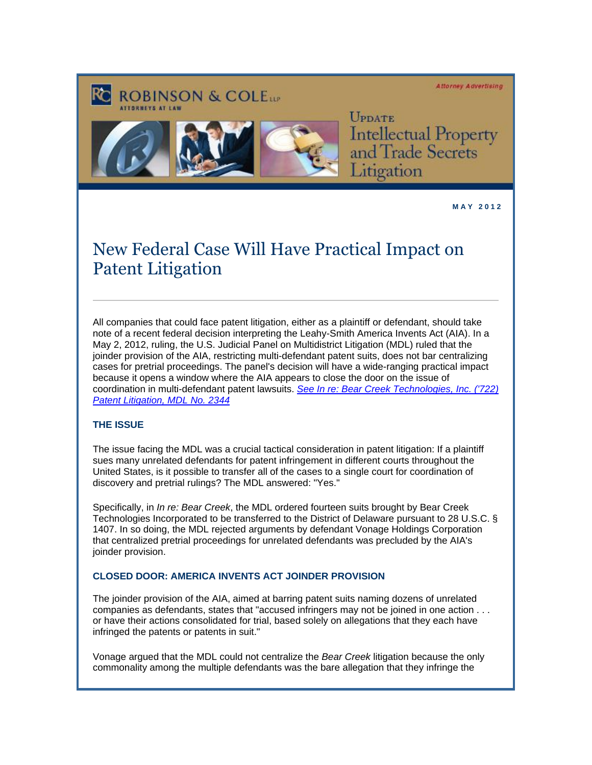ROBINSON & COLE LLP
ATTORNEYS AT LAW

*Attorney Advertising*

UPDATE
Intellectual Property and Trade Secrets Litigation

**MAY 2012**

# New Federal Case Will Have Practical Impact on Patent Litigation

All companies that could face patent litigation, either as a plaintiff or defendant, should take note of a recent federal decision interpreting the Leahy-Smith America Invents Act (AIA). In a May 2, 2012, ruling, the U.S. Judicial Panel on Multidistrict Litigation (MDL) ruled that the joinder provision of the AIA, restricting multi-defendant patent suits, does not bar centralizing cases for pretrial proceedings. The panel's decision will have a wide-ranging practical impact because it opens a window where the AIA appears to close the door on the issue of coordination in multi-defendant patent lawsuits. *See In re: Bear Creek Technologies, Inc. ('722) Patent Litigation, MDL No. 2344*

## THE ISSUE

The issue facing the MDL was a crucial tactical consideration in patent litigation: If a plaintiff sues many unrelated defendants for patent infringement in different courts throughout the United States, is it possible to transfer all of the cases to a single court for coordination of discovery and pretrial rulings? The MDL answered: "Yes."

Specifically, in *In re: Bear Creek*, the MDL ordered fourteen suits brought by Bear Creek Technologies Incorporated to be transferred to the District of Delaware pursuant to 28 U.S.C. § 1407. In so doing, the MDL rejected arguments by defendant Vonage Holdings Corporation that centralized pretrial proceedings for unrelated defendants was precluded by the AIA's joinder provision.

## CLOSED DOOR: AMERICA INVENTS ACT JOINDER PROVISION

The joinder provision of the AIA, aimed at barring patent suits naming dozens of unrelated companies as defendants, states that "accused infringers may not be joined in one action . . . or have their actions consolidated for trial, based solely on allegations that they each have infringed the patents or patents in suit."

Vonage argued that the MDL could not centralize the *Bear Creek* litigation because the only commonality among the multiple defendants was the bare allegation that they infringe the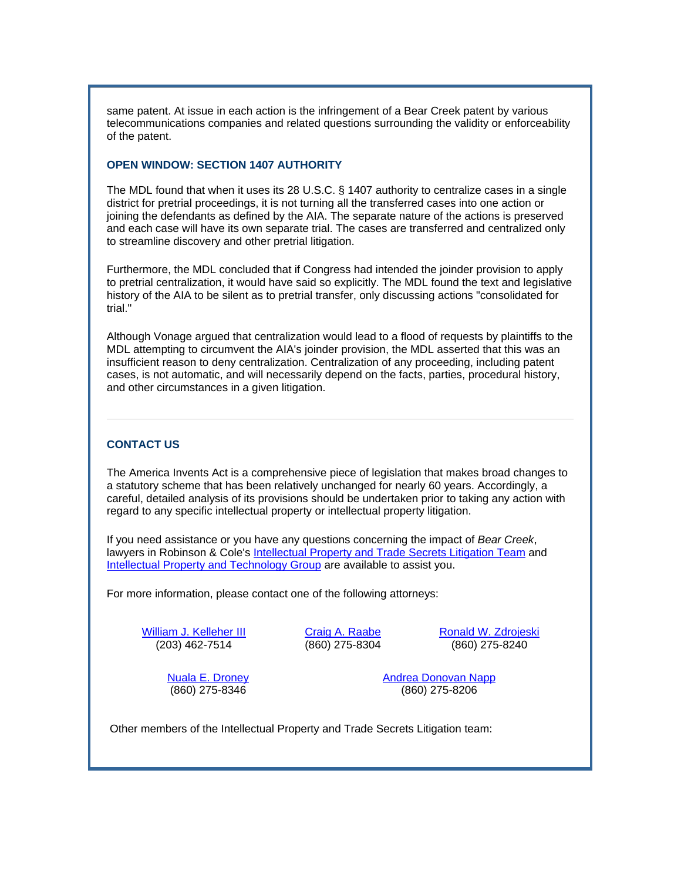same patent. At issue in each action is the infringement of a Bear Creek patent by various telecommunications companies and related questions surrounding the validity or enforceability of the patent.

### OPEN WINDOW: SECTION 1407 AUTHORITY

The MDL found that when it uses its 28 U.S.C. § 1407 authority to centralize cases in a single district for pretrial proceedings, it is not turning all the transferred cases into one action or joining the defendants as defined by the AIA. The separate nature of the actions is preserved and each case will have its own separate trial. The cases are transferred and centralized only to streamline discovery and other pretrial litigation.

Furthermore, the MDL concluded that if Congress had intended the joinder provision to apply to pretrial centralization, it would have said so explicitly. The MDL found the text and legislative history of the AIA to be silent as to pretrial transfer, only discussing actions "consolidated for trial."

Although Vonage argued that centralization would lead to a flood of requests by plaintiffs to the MDL attempting to circumvent the AIA's joinder provision, the MDL asserted that this was an insufficient reason to deny centralization. Centralization of any proceeding, including patent cases, is not automatic, and will necessarily depend on the facts, parties, procedural history, and other circumstances in a given litigation.

---

### CONTACT US

The America Invents Act is a comprehensive piece of legislation that makes broad changes to a statutory scheme that has been relatively unchanged for nearly 60 years. Accordingly, a careful, detailed analysis of its provisions should be undertaken prior to taking any action with regard to any specific intellectual property or intellectual property litigation.

If you need assistance or you have any questions concerning the impact of *Bear Creek*, lawyers in Robinson & Cole's Intellectual Property and Trade Secrets Litigation Team and Intellectual Property and Technology Group are available to assist you.

For more information, please contact one of the following attorneys:

William J. Kelleher III
(203) 462-7514

Craig A. Raabe
(860) 275-8304

Ronald W. Zdrojeski
(860) 275-8240

Nuala E. Droney
(860) 275-8346

Andrea Donovan Napp
(860) 275-8206

Other members of the Intellectual Property and Trade Secrets Litigation team: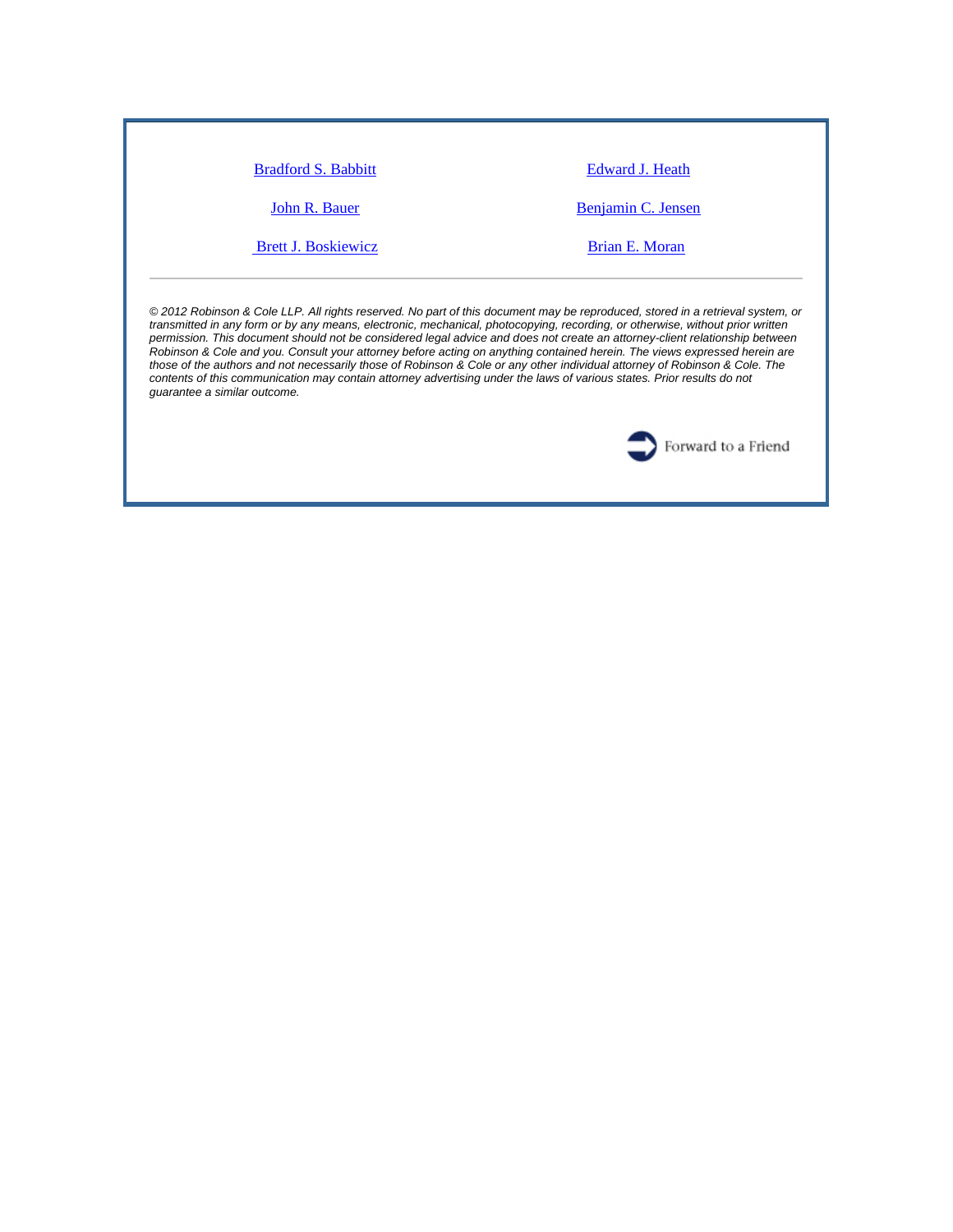Bradford S. Babbitt

John R. Bauer

Brett J. Boskiewicz

Edward J. Heath

Benjamin C. Jensen

Brian E. Moran

---

*© 2012 Robinson & Cole LLP. All rights reserved. No part of this document may be reproduced, stored in a retrieval system, or transmitted in any form or by any means, electronic, mechanical, photocopying, recording, or otherwise, without prior written permission. This document should not be considered legal advice and does not create an attorney-client relationship between Robinson & Cole and you. Consult your attorney before acting on anything contained herein. The views expressed herein are those of the authors and not necessarily those of Robinson & Cole or any other individual attorney of Robinson & Cole. The contents of this communication may contain attorney advertising under the laws of various states. Prior results do not guarantee a similar outcome.*

Forward to a Friend